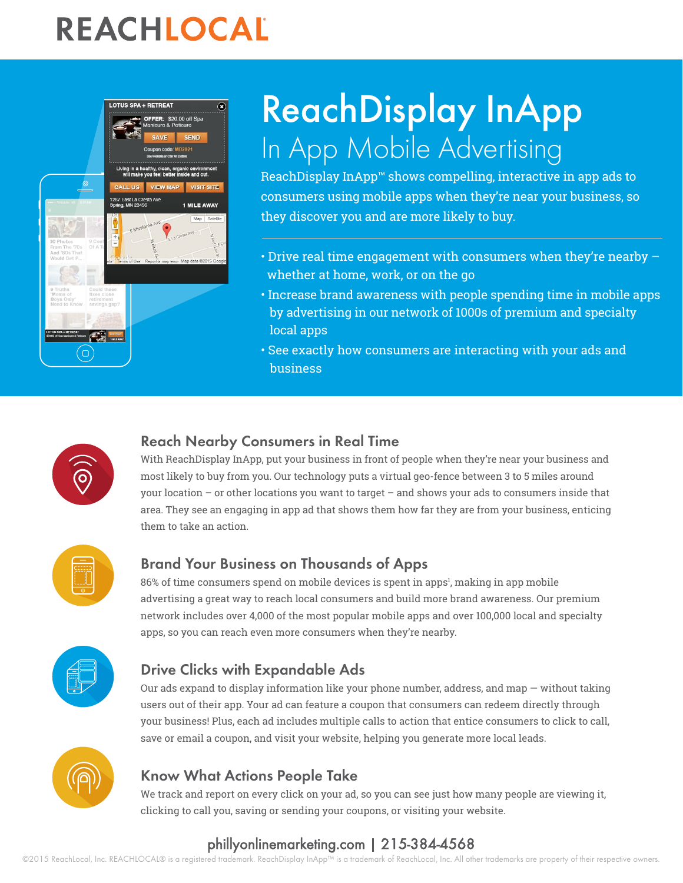# REACHLOCAL

# ReachDisplay InApp

## In App Mobile Advertising

ReachDisplay InApp™ shows compelling, interactive in app ads to consumers using mobile apps when they're near your business, so they discover you and are more likely to buy.

- Drive real time engagement with consumers when they're nearby – whether at home, work, or on the go
- Increase brand awareness with people spending time in mobile apps by advertising in our network of 1000s of premium and specialty local apps
- See exactly how consumers are interacting with your ads and business

### Reach Nearby Consumers in Real Time

With ReachDisplay InApp, put your business in front of people when they're near your business and most likely to buy from you. Our technology puts a virtual geo-fence between 3 to 5 miles around your location – or other locations you want to target – and shows your ads to consumers inside that area. They see an engaging in app ad that shows them how far they are from your business, enticing them to take an action.

### Brand Your Business on Thousands of Apps

86% of time consumers spend on mobile devices is spent in apps[1], making in app mobile advertising a great way to reach local consumers and build more brand awareness. Our premium network includes over 4,000 of the most popular mobile apps and over 100,000 local and specialty apps, so you can reach even more consumers when they're nearby.

### Drive Clicks with Expandable Ads

Our ads expand to display information like your phone number, address, and map — without taking users out of their app. Your ad can feature a coupon that consumers can redeem directly through your business! Plus, each ad includes multiple calls to action that entice consumers to click to call, save or email a coupon, and visit your website, helping you generate more local leads.

### Know What Actions People Take

We track and report on every click on your ad, so you can see just how many people are viewing it, clicking to call you, saving or sending your coupons, or visiting your website.

phillyonlinemarketing.com | 215-384-4568

©2015 ReachLocal, Inc. REACHLOCAL® is a registered trademark. ReachDisplay InApp™ is a trademark of ReachLocal, Inc. All other trademarks are property of their respective owners.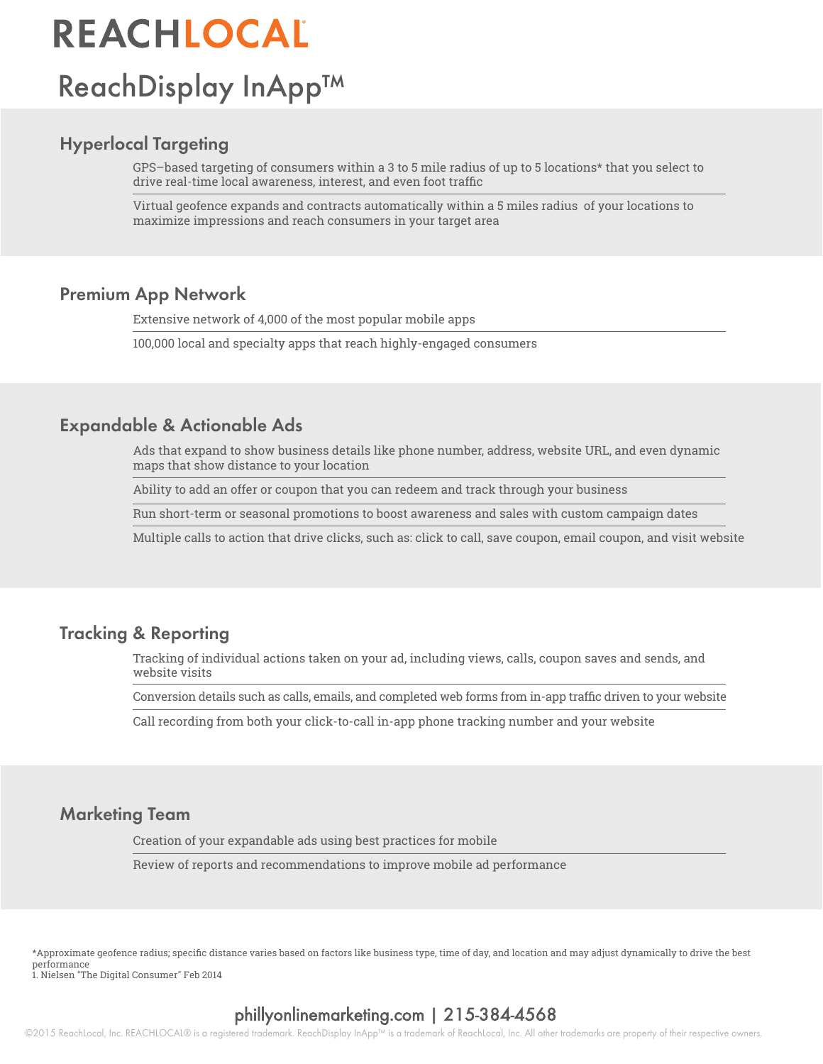# REACHLOCAL

## ReachDisplay InApp™

### Hyperlocal Targeting

- GPS–based targeting of consumers within a 3 to 5 mile radius of up to 5 locations* that you select to drive real-time local awareness, interest, and even foot traffic
- Virtual geofence expands and contracts automatically within a 5 miles radius of your locations to maximize impressions and reach consumers in your target area

### Premium App Network

- Extensive network of 4,000 of the most popular mobile apps
- 100,000 local and specialty apps that reach highly-engaged consumers

### Expandable & Actionable Ads

- Ads that expand to show business details like phone number, address, website URL, and even dynamic maps that show distance to your location
- Ability to add an offer or coupon that you can redeem and track through your business
- Run short-term or seasonal promotions to boost awareness and sales with custom campaign dates
- Multiple calls to action that drive clicks, such as: click to call, save coupon, email coupon, and visit website

### Tracking & Reporting

- Tracking of individual actions taken on your ad, including views, calls, coupon saves and sends, and website visits
- Conversion details such as calls, emails, and completed web forms from in-app traffic driven to your website
- Call recording from both your click-to-call in-app phone tracking number and your website

### Marketing Team

- Creation of your expandable ads using best practices for mobile
- Review of reports and recommendations to improve mobile ad performance

*Approximate geofence radius; specific distance varies based on factors like business type, time of day, and location and may adjust dynamically to drive the best performance
1. Nielsen "The Digital Consumer" Feb 2014

phillyonlinemarketing.com | 215-384-4568

©2015 ReachLocal, Inc. REACHLOCAL® is a registered trademark. ReachDisplay InApp™ is a trademark of ReachLocal, Inc. All other trademarks are property of their respective owners.